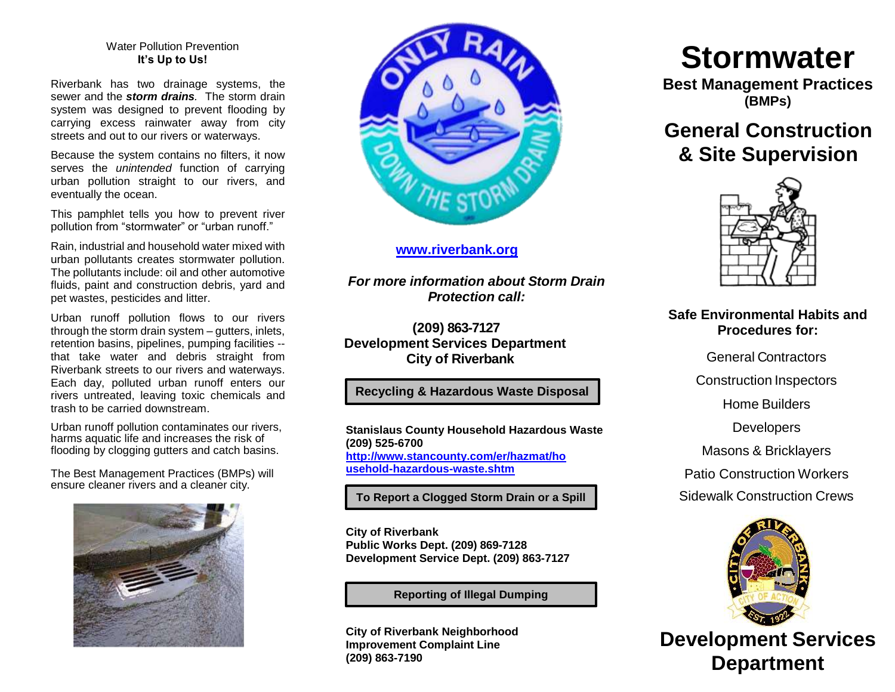Water Pollution Prevention
**It's Up to Us!**

Riverbank has two drainage systems, the sewer and the ***storm drains***. The storm drain system was designed to prevent flooding by carrying excess rainwater away from city streets and out to our rivers or waterways.

Because the system contains no filters, it now serves the *unintended* function of carrying urban pollution straight to our rivers, and eventually the ocean.

This pamphlet tells you how to prevent river pollution from "stormwater" or "urban runoff."

Rain, industrial and household water mixed with urban pollutants creates stormwater pollution. The pollutants include: oil and other automotive fluids, paint and construction debris, yard and pet wastes, pesticides and litter.

Urban runoff pollution flows to our rivers through the storm drain system – gutters, inlets, retention basins, pipelines, pumping facilities -- that take water and debris straight from Riverbank streets to our rivers and waterways. Each day, polluted urban runoff enters our rivers untreated, leaving toxic chemicals and trash to be carried downstream.

Urban runoff pollution contaminates our rivers, harms aquatic life and increases the risk of flooding by clogging gutters and catch basins.

The Best Management Practices (BMPs) will ensure cleaner rivers and a cleaner city.

**www.riverbank.org**

***For more information about Storm Drain Protection call:***

**(209) 863-7127**
**Development Services Department**
**City of Riverbank**

**Recycling & Hazardous Waste Disposal**

**Stanislaus County Household Hazardous Waste**
**(209) 525-6700**
**http://www.stancounty.com/er/hazmat/household-hazardous-waste.shtm**

**To Report a Clogged Storm Drain or a Spill**

**City of Riverbank**
**Public Works Dept. (209) 869-7128**
**Development Service Dept. (209) 863-7127**

**Reporting of Illegal Dumping**

**City of Riverbank Neighborhood Improvement Complaint Line**
**(209) 863-7190**

# Stormwater

**Best Management Practices (BMPs)**

## General Construction & Site Supervision

**Safe Environmental Habits and Procedures for:**

General Contractors

Construction Inspectors

Home Builders

Developers

Masons & Bricklayers

Patio Construction Workers

Sidewalk Construction Crews

## Development Services Department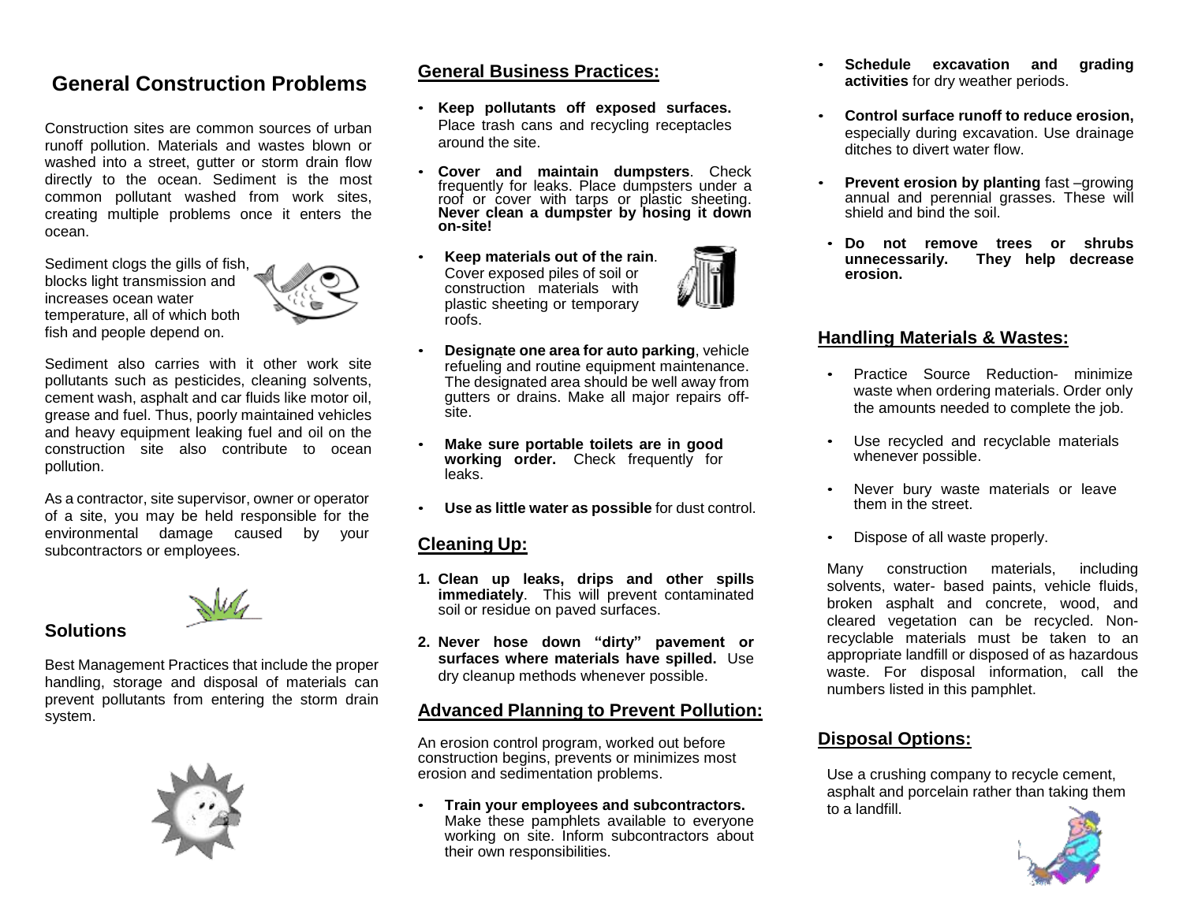## General Construction Problems

Construction sites are common sources of urban runoff pollution. Materials and wastes blown or washed into a street, gutter or storm drain flow directly to the ocean. Sediment is the most common pollutant washed from work sites, creating multiple problems once it enters the ocean.

Sediment clogs the gills of fish, blocks light transmission and increases ocean water temperature, all of which both fish and people depend on.

Sediment also carries with it other work site pollutants such as pesticides, cleaning solvents, cement wash, asphalt and car fluids like motor oil, grease and fuel. Thus, poorly maintained vehicles and heavy equipment leaking fuel and oil on the construction site also contribute to ocean pollution.

As a contractor, site supervisor, owner or operator of a site, you may be held responsible for the environmental damage caused by your subcontractors or employees.

## Solutions

Best Management Practices that include the proper handling, storage and disposal of materials can prevent pollutants from entering the storm drain system.

## General Business Practices:

- **Keep pollutants off exposed surfaces.** Place trash cans and recycling receptacles around the site.
- **Cover and maintain dumpsters**. Check frequently for leaks. Place dumpsters under a roof or cover with tarps or plastic sheeting. **Never clean a dumpster by hosing it down on-site!**
- **Keep materials out of the rain**. Cover exposed piles of soil or construction materials with plastic sheeting or temporary roofs.
- **Designate one area for auto parking**, vehicle refueling and routine equipment maintenance. The designated area should be well away from gutters or drains. Make all major repairs off-site.
- **Make sure portable toilets are in good working order.** Check frequently for leaks.
- **Use as little water as possible** for dust control.

## Cleaning Up:

1. **Clean up leaks, drips and other spills immediately**. This will prevent contaminated soil or residue on paved surfaces.
2. **Never hose down "dirty" pavement or surfaces where materials have spilled.** Use dry cleanup methods whenever possible.

## Advanced Planning to Prevent Pollution:

An erosion control program, worked out before construction begins, prevents or minimizes most erosion and sedimentation problems.

- **Train your employees and subcontractors.** Make these pamphlets available to everyone working on site. Inform subcontractors about their own responsibilities.
- **Schedule excavation and grading activities** for dry weather periods.
- **Control surface runoff to reduce erosion,** especially during excavation. Use drainage ditches to divert water flow.
- **Prevent erosion by planting** fast –growing annual and perennial grasses. These will shield and bind the soil.
- **Do not remove trees or shrubs unnecessarily. They help decrease erosion.**

## Handling Materials & Wastes:

- Practice Source Reduction- minimize waste when ordering materials. Order only the amounts needed to complete the job.
- Use recycled and recyclable materials whenever possible.
- Never bury waste materials or leave them in the street.
- Dispose of all waste properly.

Many construction materials, including solvents, water- based paints, vehicle fluids, broken asphalt and concrete, wood, and cleared vegetation can be recycled. Non-recyclable materials must be taken to an appropriate landfill or disposed of as hazardous waste. For disposal information, call the numbers listed in this pamphlet.

## Disposal Options:

Use a crushing company to recycle cement, asphalt and porcelain rather than taking them to a landfill.